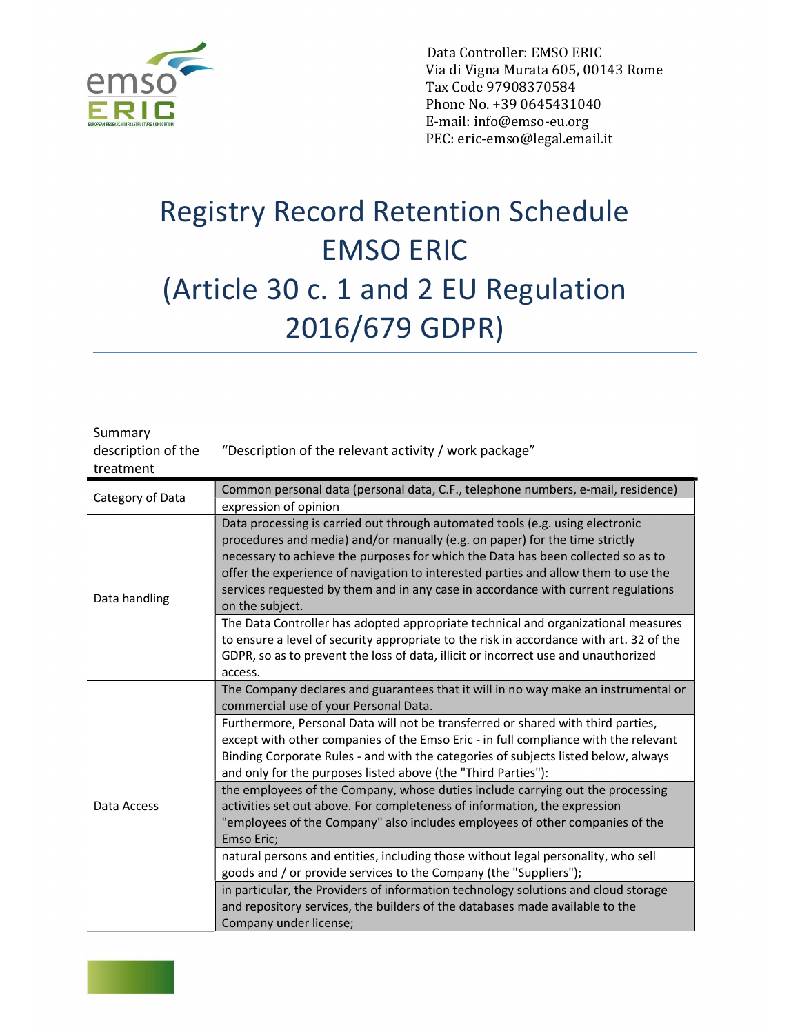Data Controller: EMSO ERIC
Via di Vigna Murata 605, 00143 Rome
Tax Code 97908370584
Phone No. +39 0645431040
E-mail: info@emso-eu.org
PEC: eric-emso@legal.email.it

# Registry Record Retention Schedule EMSO ERIC (Article 30 c. 1 and 2 EU Regulation 2016/679 GDPR)

| Summary description of the treatment | "Description of the relevant activity / work package" |
|---|---|
| Category of Data | Common personal data (personal data, C.F., telephone numbers, e-mail, residence) |
| | expression of opinion |
| Data handling | Data processing is carried out through automated tools (e.g. using electronic procedures and media) and/or manually (e.g. on paper) for the time strictly necessary to achieve the purposes for which the Data has been collected so as to offer the experience of navigation to interested parties and allow them to use the services requested by them and in any case in accordance with current regulations on the subject. |
| | The Data Controller has adopted appropriate technical and organizational measures to ensure a level of security appropriate to the risk in accordance with art. 32 of the GDPR, so as to prevent the loss of data, illicit or incorrect use and unauthorized access. |
| Data Access | The Company declares and guarantees that it will in no way make an instrumental or commercial use of your Personal Data. |
| | Furthermore, Personal Data will not be transferred or shared with third parties, except with other companies of the Emso Eric - in full compliance with the relevant Binding Corporate Rules - and with the categories of subjects listed below, always and only for the purposes listed above (the "Third Parties"): |
| | the employees of the Company, whose duties include carrying out the processing activities set out above. For completeness of information, the expression "employees of the Company" also includes employees of other companies of the Emso Eric; |
| | natural persons and entities, including those without legal personality, who sell goods and / or provide services to the Company (the "Suppliers"); |
| | in particular, the Providers of information technology solutions and cloud storage and repository services, the builders of the databases made available to the Company under license; |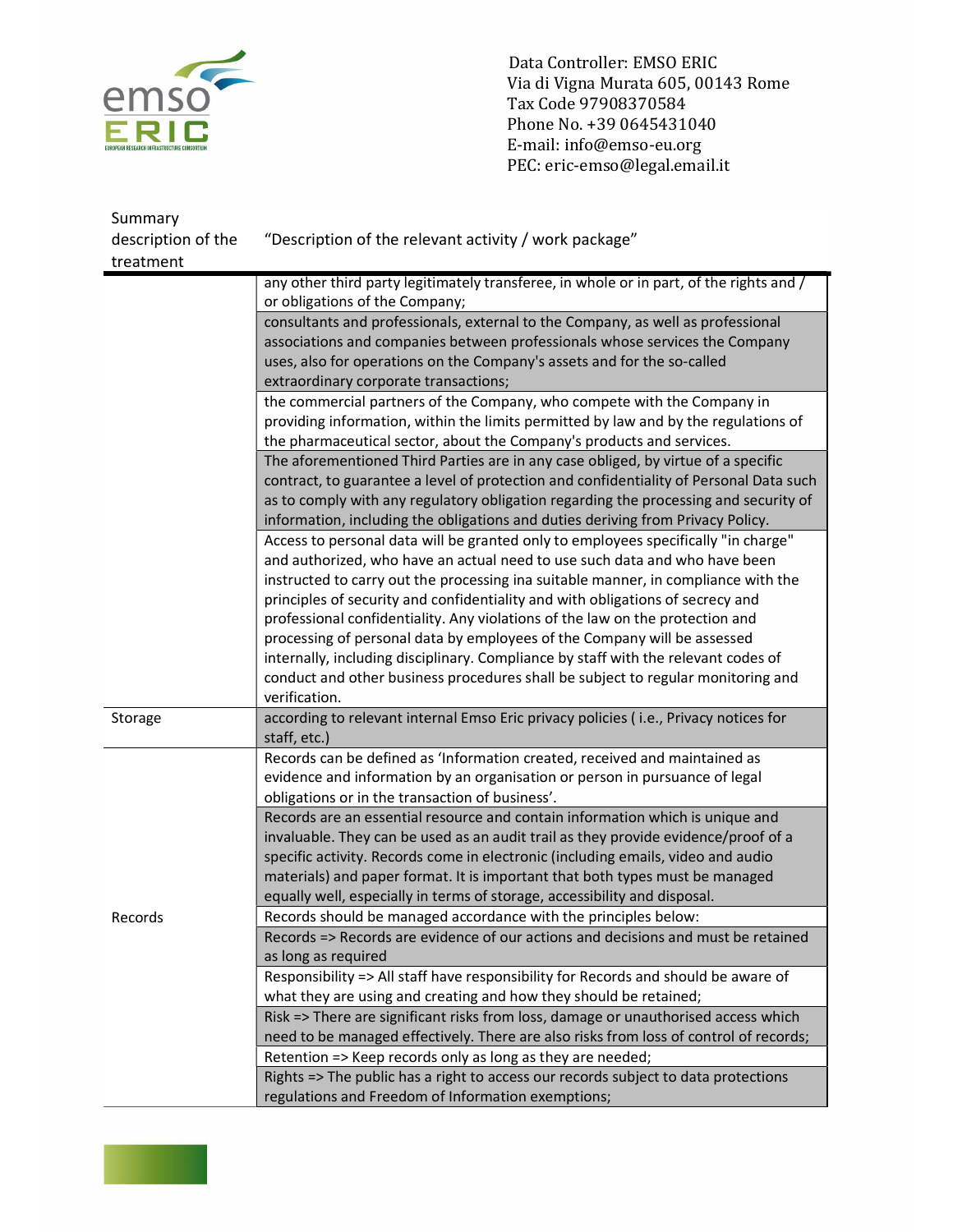| Summary description of the treatment | "Description of the relevant activity / work package" |
|---|---|
| | any other third party legitimately transferee, in whole or in part, of the rights and / or obligations of the Company; |
| | consultants and professionals, external to the Company, as well as professional associations and companies between professionals whose services the Company uses, also for operations on the Company's assets and for the so-called extraordinary corporate transactions; |
| | the commercial partners of the Company, who compete with the Company in providing information, within the limits permitted by law and by the regulations of the pharmaceutical sector, about the Company's products and services. |
| | The aforementioned Third Parties are in any case obliged, by virtue of a specific contract, to guarantee a level of protection and confidentiality of Personal Data such as to comply with any regulatory obligation regarding the processing and security of information, including the obligations and duties deriving from Privacy Policy. |
| | Access to personal data will be granted only to employees specifically "in charge" and authorized, who have an actual need to use such data and who have been instructed to carry out the processing ina suitable manner, in compliance with the principles of security and confidentiality and with obligations of secrecy and professional confidentiality. Any violations of the law on the protection and processing of personal data by employees of the Company will be assessed internally, including disciplinary. Compliance by staff with the relevant codes of conduct and other business procedures shall be subject to regular monitoring and verification. |
| Storage | according to relevant internal Emso Eric privacy policies ( i.e., Privacy notices for staff, etc.) |
| Records | Records can be defined as 'Information created, received and maintained as evidence and information by an organisation or person in pursuance of legal obligations or in the transaction of business'. |
| | Records are an essential resource and contain information which is unique and invaluable. They can be used as an audit trail as they provide evidence/proof of a specific activity. Records come in electronic (including emails, video and audio materials) and paper format. It is important that both types must be managed equally well, especially in terms of storage, accessibility and disposal. |
| | Records should be managed accordance with the principles below: |
| | Records => Records are evidence of our actions and decisions and must be retained as long as required |
| | Responsibility => All staff have responsibility for Records and should be aware of what they are using and creating and how they should be retained; |
| | Risk => There are significant risks from loss, damage or unauthorised access which need to be managed effectively. There are also risks from loss of control of records; |
| | Retention => Keep records only as long as they are needed; |
| | Rights => The public has a right to access our records subject to data protections regulations and Freedom of Information exemptions; |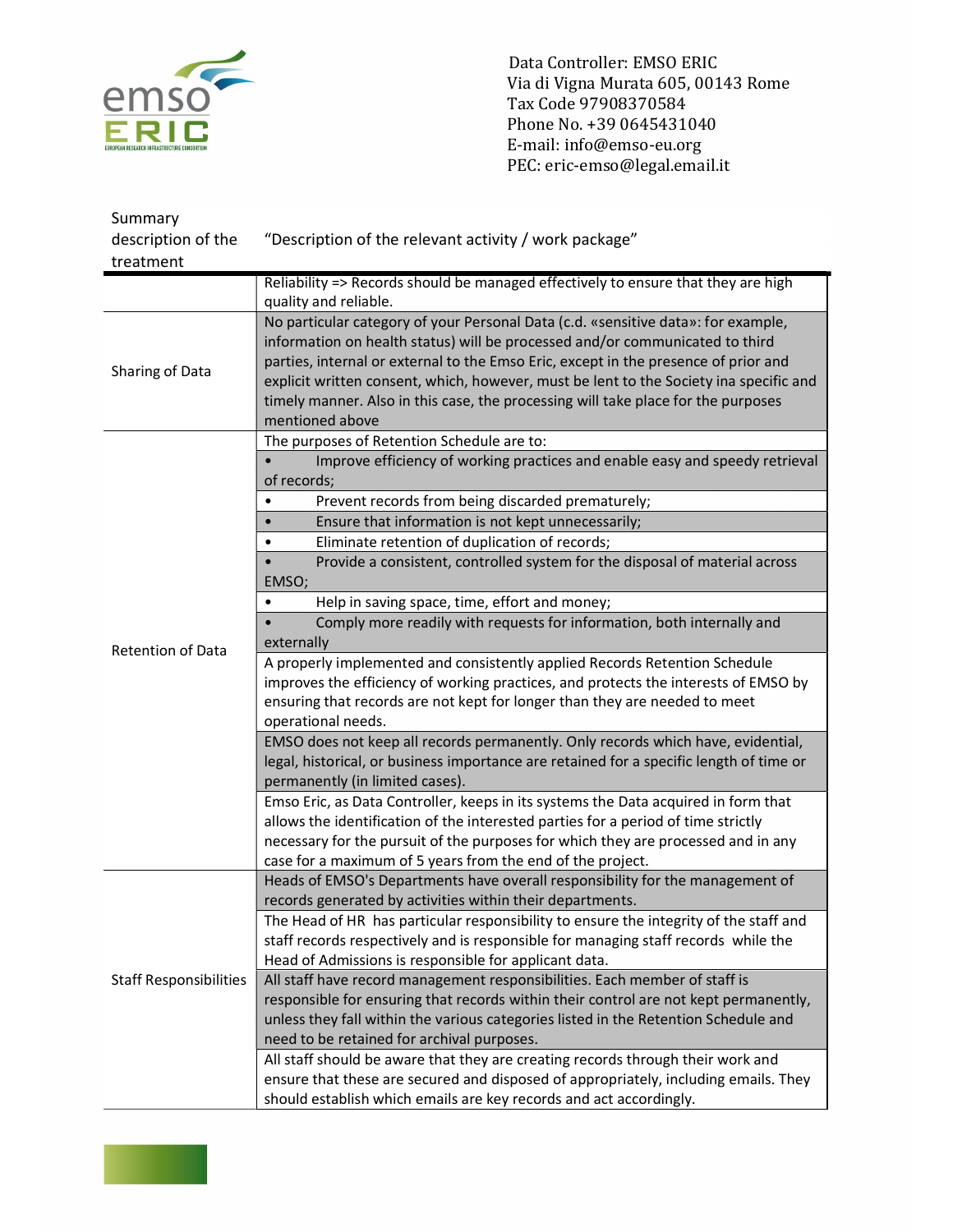Data Controller: EMSO ERIC
Via di Vigna Murata 605, 00143 Rome
Tax Code 97908370584
Phone No. +39 0645431040
E-mail: info@emso-eu.org
PEC: eric-emso@legal.email.it

| Summary description of the treatment | "Description of the relevant activity / work package" |
|---|---|
| | Reliability => Records should be managed effectively to ensure that they are high quality and reliable. |
| Sharing of Data | No particular category of your Personal Data (c.d. «sensitive data»: for example, information on health status) will be processed and/or communicated to third parties, internal or external to the Emso Eric, except in the presence of prior and explicit written consent, which, however, must be lent to the Society ina specific and timely manner. Also in this case, the processing will take place for the purposes mentioned above |
| Retention of Data | The purposes of Retention Schedule are to: |
| | • Improve efficiency of working practices and enable easy and speedy retrieval of records; |
| | • Prevent records from being discarded prematurely; |
| | • Ensure that information is not kept unnecessarily; |
| | • Eliminate retention of duplication of records; |
| | • Provide a consistent, controlled system for the disposal of material across EMSO; |
| | • Help in saving space, time, effort and money; |
| | • Comply more readily with requests for information, both internally and externally |
| | A properly implemented and consistently applied Records Retention Schedule improves the efficiency of working practices, and protects the interests of EMSO by ensuring that records are not kept for longer than they are needed to meet operational needs. |
| | EMSO does not keep all records permanently. Only records which have, evidential, legal, historical, or business importance are retained for a specific length of time or permanently (in limited cases). |
| | Emso Eric, as Data Controller, keeps in its systems the Data acquired in form that allows the identification of the interested parties for a period of time strictly necessary for the pursuit of the purposes for which they are processed and in any case for a maximum of 5 years from the end of the project. |
| Staff Responsibilities | Heads of EMSO's Departments have overall responsibility for the management of records generated by activities within their departments. |
| | The Head of HR has particular responsibility to ensure the integrity of the staff and staff records respectively and is responsible for managing staff records while the Head of Admissions is responsible for applicant data. |
| | All staff have record management responsibilities. Each member of staff is responsible for ensuring that records within their control are not kept permanently, unless they fall within the various categories listed in the Retention Schedule and need to be retained for archival purposes. |
| | All staff should be aware that they are creating records through their work and ensure that these are secured and disposed of appropriately, including emails. They should establish which emails are key records and act accordingly. |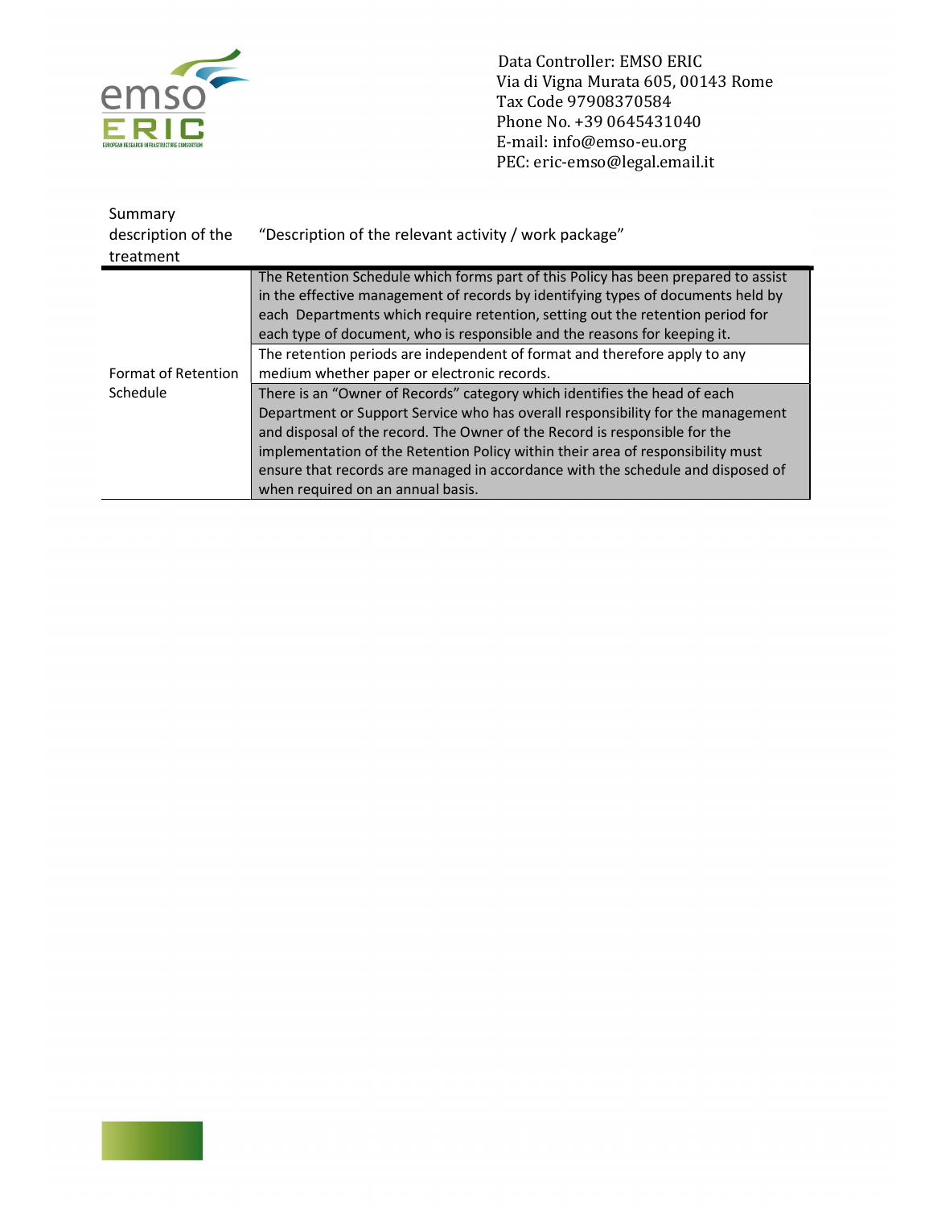Data Controller: EMSO ERIC
Via di Vigna Murata 605, 00143 Rome
Tax Code 97908370584
Phone No. +39 0645431040
E-mail: info@emso-eu.org
PEC: eric-emso@legal.email.it

| Summary description of the treatment | "Description of the relevant activity / work package" |
|---|---|
| Format of Retention Schedule | The Retention Schedule which forms part of this Policy has been prepared to assist in the effective management of records by identifying types of documents held by each Departments which require retention, setting out the retention period for each type of document, who is responsible and the reasons for keeping it. |
| | The retention periods are independent of format and therefore apply to any medium whether paper or electronic records. |
| | There is an "Owner of Records" category which identifies the head of each Department or Support Service who has overall responsibility for the management and disposal of the record. The Owner of the Record is responsible for the implementation of the Retention Policy within their area of responsibility must ensure that records are managed in accordance with the schedule and disposed of when required on an annual basis. |